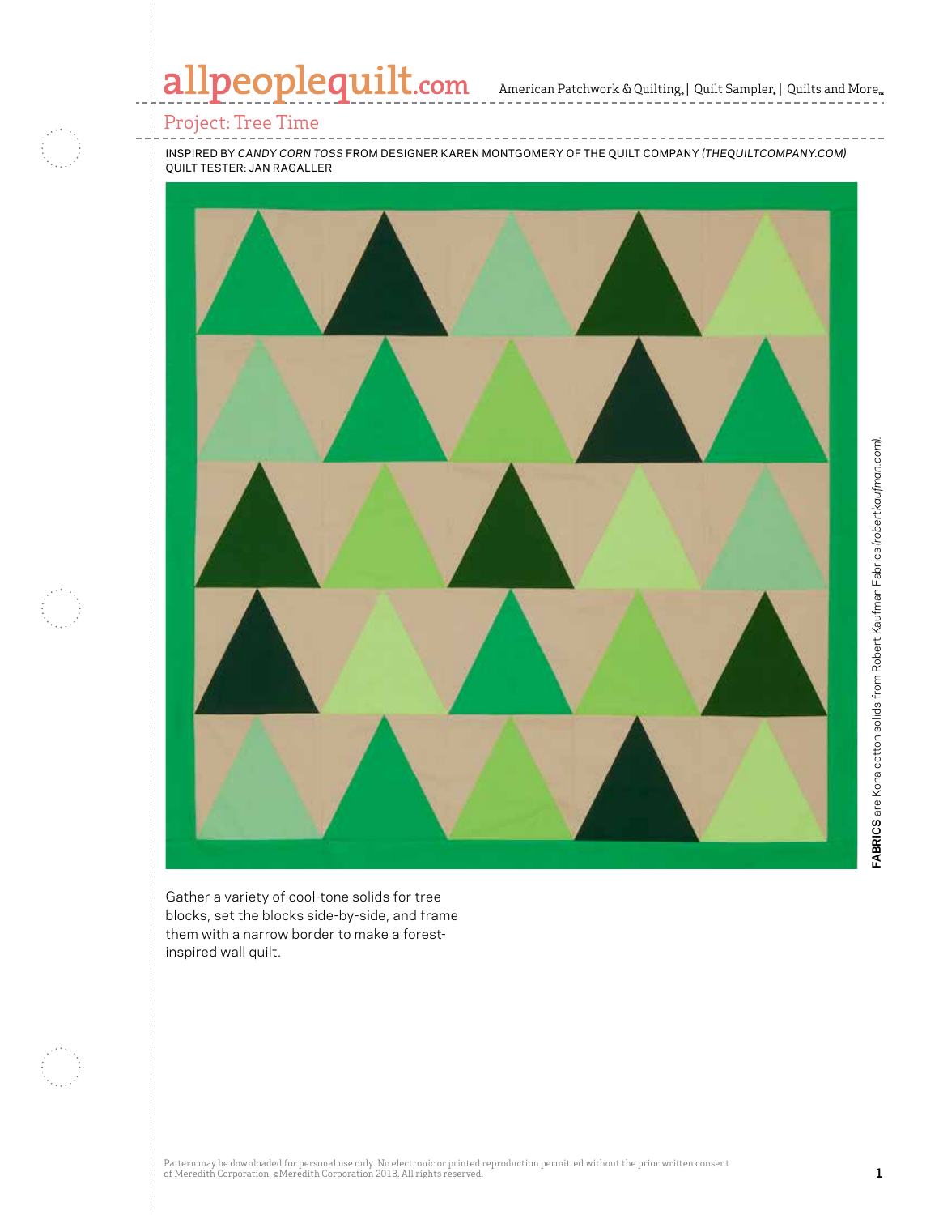# Project: Tree Time

INSPIRED BY *CANDY CORN TOSS* FROM DESIGNER KAREN MONTGOMERY OF THE QUILT COMPANY *(THEQUILTCOMPANY.COM)*
QUILT TESTER: JAN RAGALLER

**FABRICS** are Kona cotton solids from Robert Kaufman Fabrics *(robertkaufman.com)*.

Gather a variety of cool-tone solids for tree blocks, set the blocks side-by-side, and frame them with a narrow border to make a forest-inspired wall quilt.

Pattern may be downloaded for personal use only. No electronic or printed reproduction permitted without the prior written consent of Meredith Corporation. ©Meredith Corporation 2013. All rights reserved.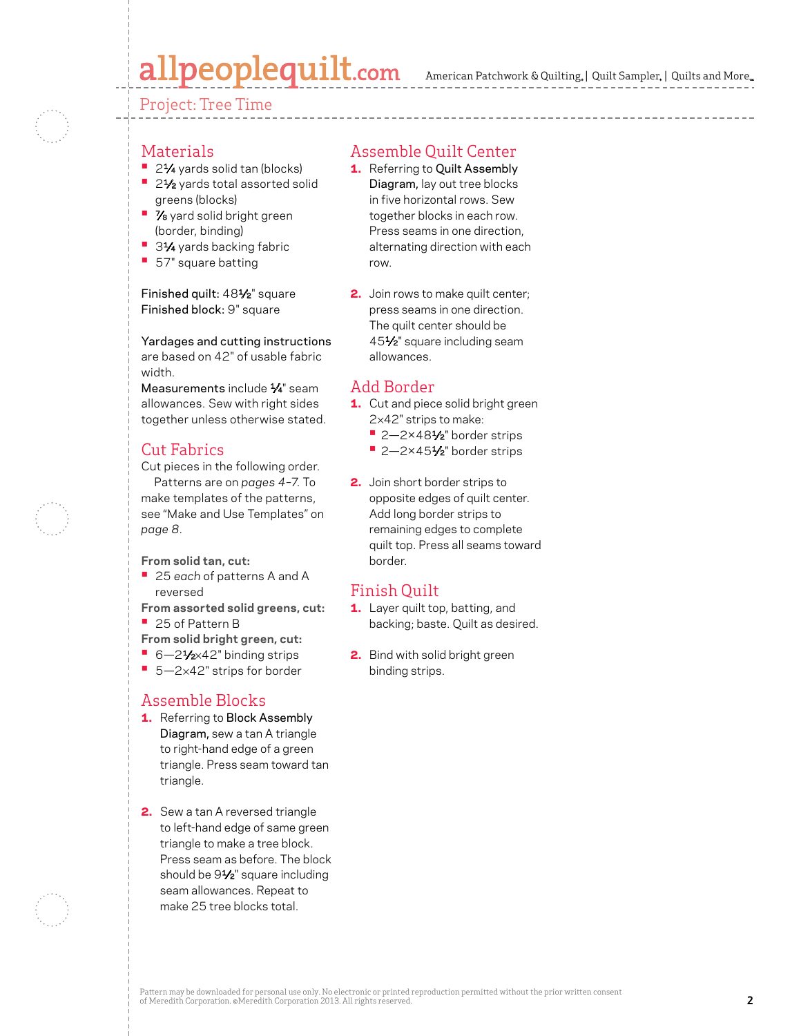## Project: Tree Time

### Materials

- 2¼ yards solid tan (blocks)
- 2½ yards total assorted solid greens (blocks)
- ⅞ yard solid bright green (border, binding)
- 3¼ yards backing fabric
- 57" square batting

**Finished quilt:** 48½" square
**Finished block:** 9" square

**Yardages and cutting instructions** are based on 42" of usable fabric width.
**Measurements** include ¼" seam allowances. Sew with right sides together unless otherwise stated.

### Cut Fabrics

Cut pieces in the following order.

Patterns are on *pages 4–7*. To make templates of the patterns, see "Make and Use Templates" on *page 8*.

**From solid tan, cut:**

- 25 *each* of patterns A and A reversed

**From assorted solid greens, cut:**

- 25 of Pattern B

**From solid bright green, cut:**

- 6—2½×42" binding strips
- 5—2×42" strips for border

### Assemble Blocks

1. Referring to **Block Assembly Diagram,** sew a tan A triangle to right-hand edge of a green triangle. Press seam toward tan triangle.

2. Sew a tan A reversed triangle to left-hand edge of same green triangle to make a tree block. Press seam as before. The block should be 9½" square including seam allowances. Repeat to make 25 tree blocks total.

### Assemble Quilt Center

1. Referring to **Quilt Assembly Diagram,** lay out tree blocks in five horizontal rows. Sew together blocks in each row. Press seams in one direction, alternating direction with each row.

2. Join rows to make quilt center; press seams in one direction. The quilt center should be 45½" square including seam allowances.

### Add Border

1. Cut and piece solid bright green 2×42" strips to make:
   - 2—2×48½" border strips
   - 2—2×45½" border strips

2. Join short border strips to opposite edges of quilt center. Add long border strips to remaining edges to complete quilt top. Press all seams toward border.

### Finish Quilt

1. Layer quilt top, batting, and backing; baste. Quilt as desired.

2. Bind with solid bright green binding strips.

Pattern may be downloaded for personal use only. No electronic or printed reproduction permitted without the prior written consent of Meredith Corporation. ©Meredith Corporation 2013. All rights reserved.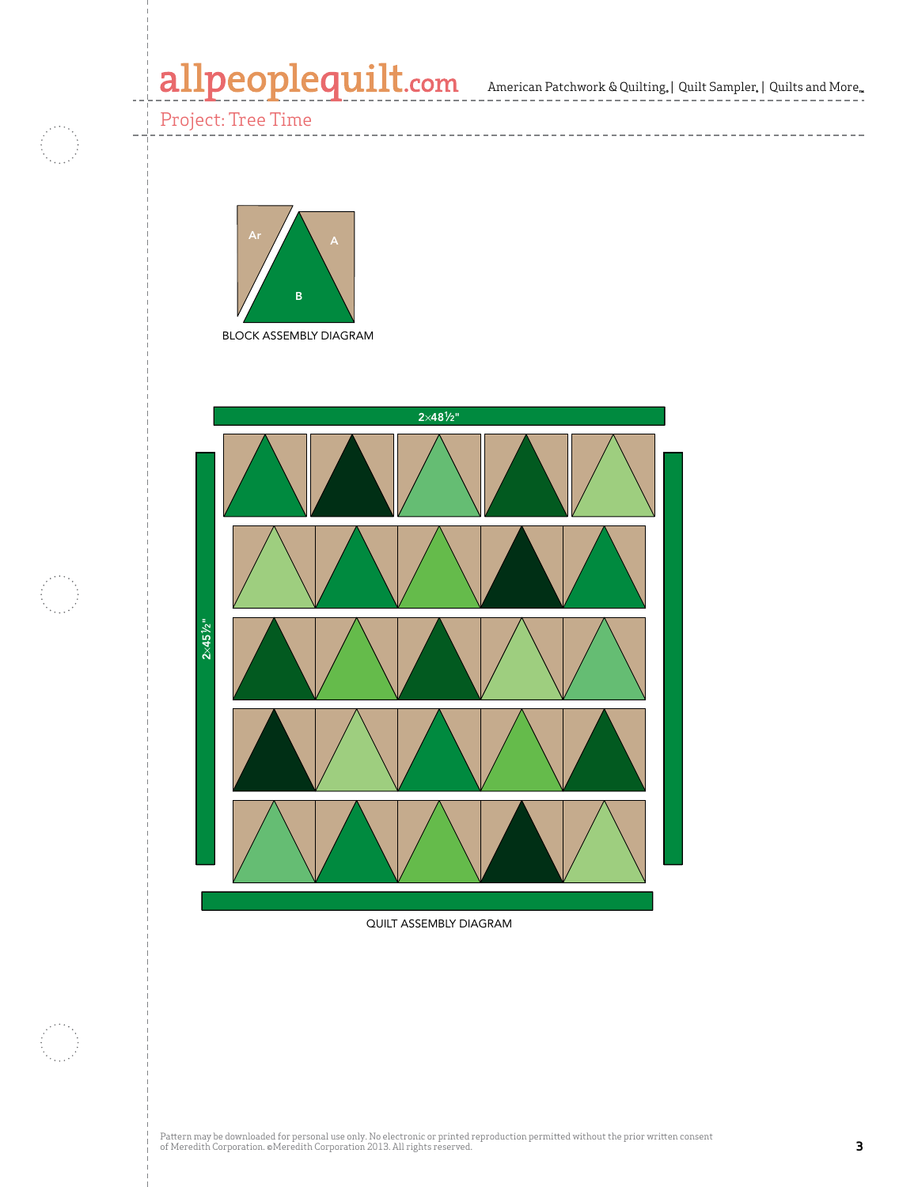Project: Tree Time

Ar

A

B

BLOCK ASSEMBLY DIAGRAM

2×48½"

2×45½"

QUILT ASSEMBLY DIAGRAM

Pattern may be downloaded for personal use only. No electronic or printed reproduction permitted without the prior written consent of Meredith Corporation. ©Meredith Corporation 2013. All rights reserved.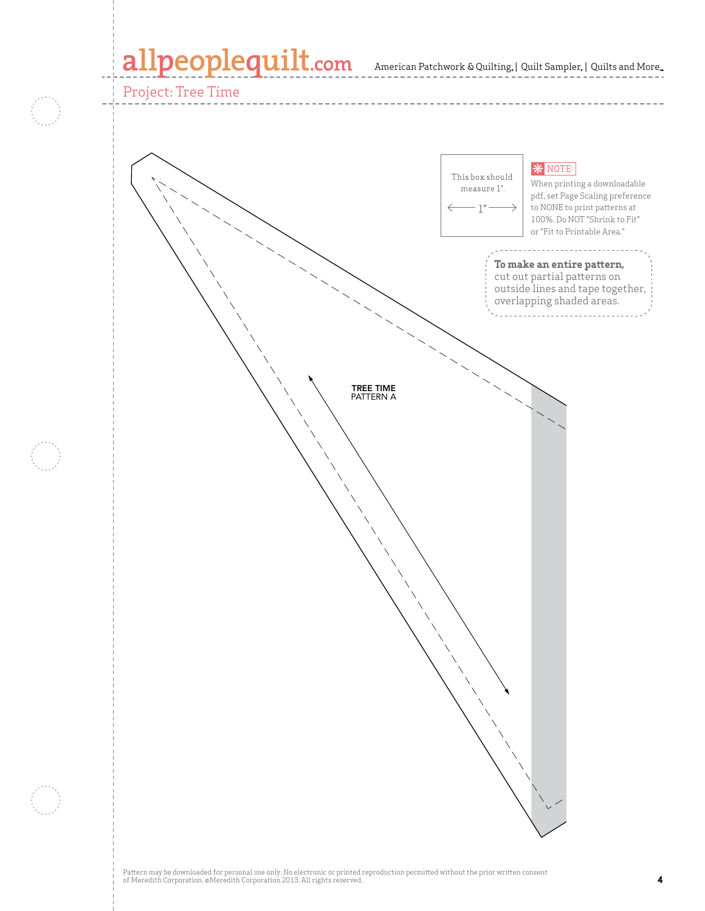Project: Tree Time

This box should measure 1".

1"

**NOTE:** When printing a downloadable pdf, set Page Scaling preference to NONE to print patterns at 100%. Do NOT "Shrink to Fit" or "Fit to Printable Area."

**To make an entire pattern,** cut out partial patterns on outside lines and tape together, overlapping shaded areas.

TREE TIME
PATTERN A

Pattern may be downloaded for personal use only. No electronic or printed reproduction permitted without the prior written consent of Meredith Corporation. ©Meredith Corporation 2013. All rights reserved.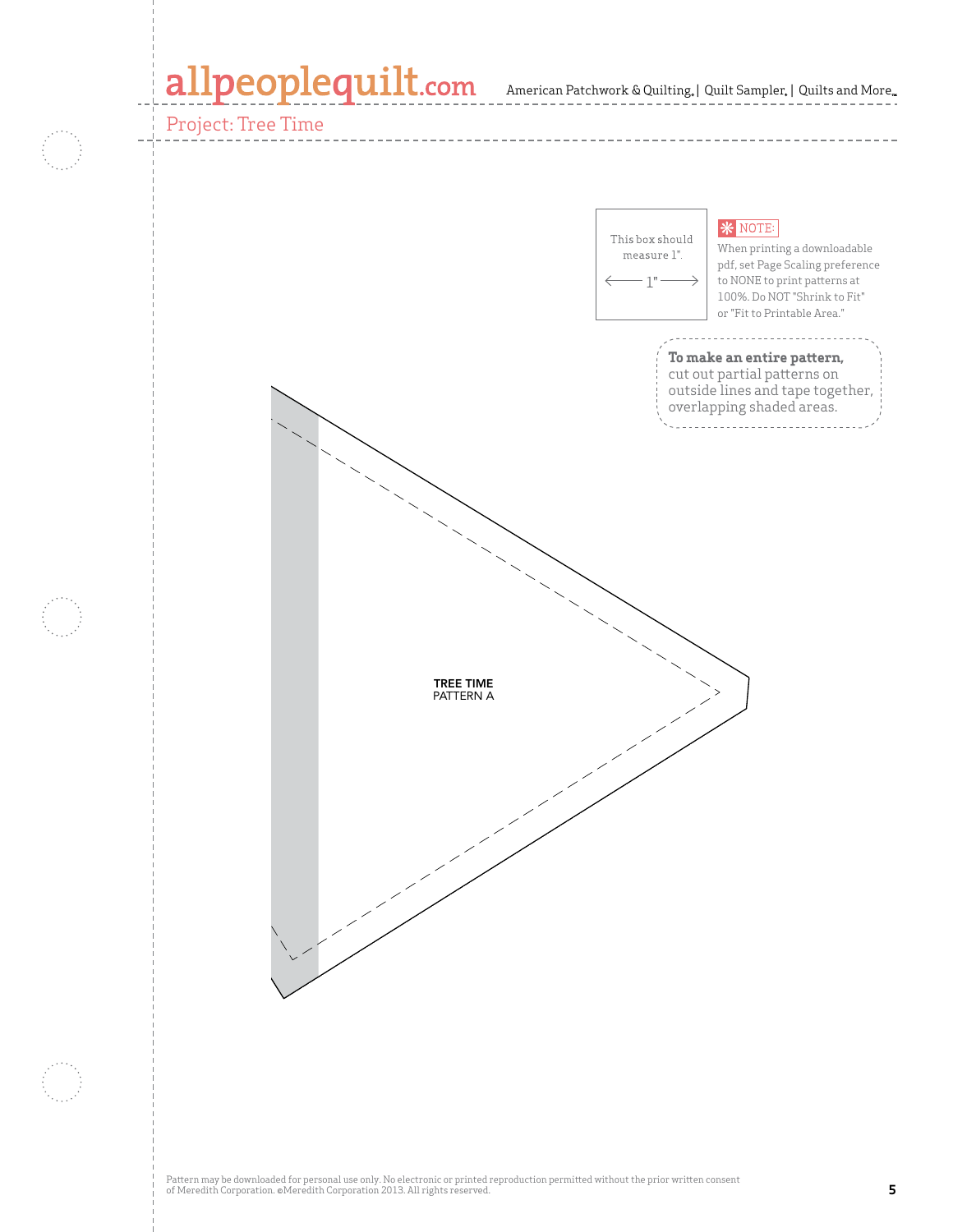Project: Tree Time

This box should measure 1".

1"

NOTE:

When printing a downloadable pdf, set Page Scaling preference to NONE to print patterns at 100%. Do NOT "Shrink to Fit" or "Fit to Printable Area."

**To make an entire pattern,** cut out partial patterns on outside lines and tape together, overlapping shaded areas.

**TREE TIME**
PATTERN A

Pattern may be downloaded for personal use only. No electronic or printed reproduction permitted without the prior written consent of Meredith Corporation. ©Meredith Corporation 2013. All rights reserved.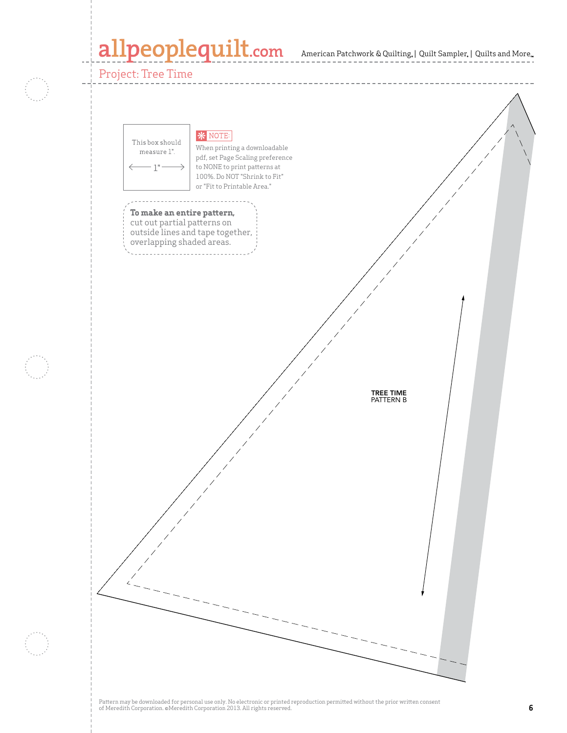Project: Tree Time

This box should measure 1".

1"

NOTE:

When printing a downloadable pdf, set Page Scaling preference to NONE to print patterns at 100%. Do NOT "Shrink to Fit" or "Fit to Printable Area."

**To make an entire pattern,** cut out partial patterns on outside lines and tape together, overlapping shaded areas.

**TREE TIME**
PATTERN B

Pattern may be downloaded for personal use only. No electronic or printed reproduction permitted without the prior written consent of Meredith Corporation. ©Meredith Corporation 2013. All rights reserved.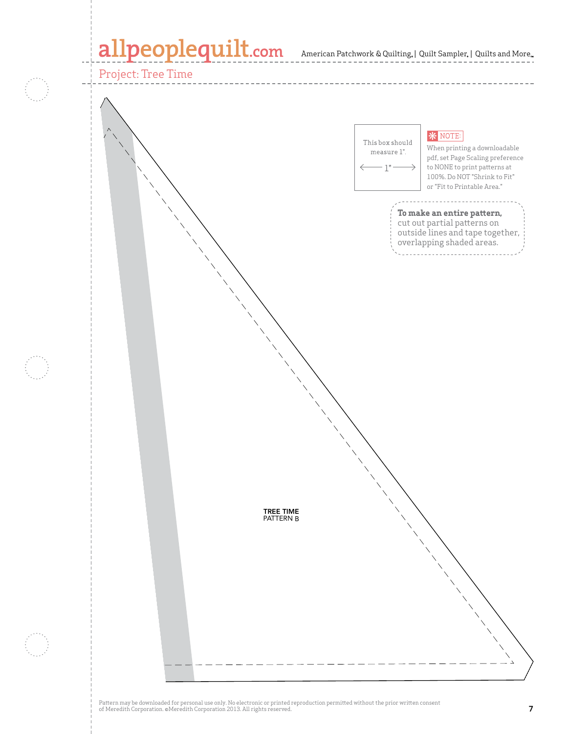Project: Tree Time

This box should measure 1".

← 1" →

NOTE:
When printing a downloadable pdf, set Page Scaling preference to NONE to print patterns at 100%. Do NOT "Shrink to Fit" or "Fit to Printable Area."

**To make an entire pattern,** cut out partial patterns on outside lines and tape together, overlapping shaded areas.

**TREE TIME**
PATTERN B

Pattern may be downloaded for personal use only. No electronic or printed reproduction permitted without the prior written consent of Meredith Corporation. ©Meredith Corporation 2013. All rights reserved.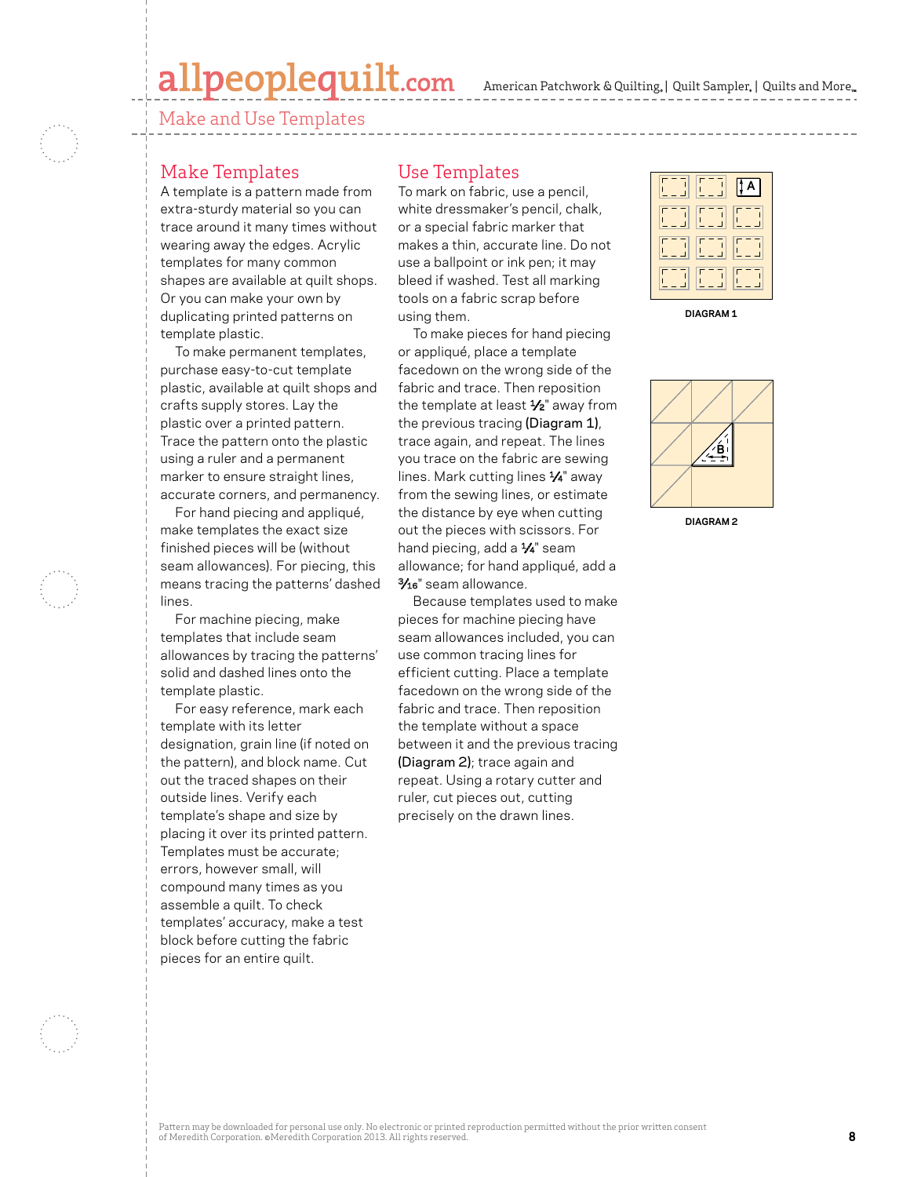## Make and Use Templates

### Make Templates

A template is a pattern made from extra-sturdy material so you can trace around it many times without wearing away the edges. Acrylic templates for many common shapes are available at quilt shops. Or you can make your own by duplicating printed patterns on template plastic.

To make permanent templates, purchase easy-to-cut template plastic, available at quilt shops and crafts supply stores. Lay the plastic over a printed pattern. Trace the pattern onto the plastic using a ruler and a permanent marker to ensure straight lines, accurate corners, and permanency.

For hand piecing and appliqué, make templates the exact size finished pieces will be (without seam allowances). For piecing, this means tracing the patterns' dashed lines.

For machine piecing, make templates that include seam allowances by tracing the patterns' solid and dashed lines onto the template plastic.

For easy reference, mark each template with its letter designation, grain line (if noted on the pattern), and block name. Cut out the traced shapes on their outside lines. Verify each template's shape and size by placing it over its printed pattern. Templates must be accurate; errors, however small, will compound many times as you assemble a quilt. To check templates' accuracy, make a test block before cutting the fabric pieces for an entire quilt.

### Use Templates

To mark on fabric, use a pencil, white dressmaker's pencil, chalk, or a special fabric marker that makes a thin, accurate line. Do not use a ballpoint or ink pen; it may bleed if washed. Test all marking tools on a fabric scrap before using them.

To make pieces for hand piecing or appliqué, place a template facedown on the wrong side of the fabric and trace. Then reposition the template at least ½" away from the previous tracing **(Diagram 1)**, trace again, and repeat. The lines you trace on the fabric are sewing lines. Mark cutting lines ¼" away from the sewing lines, or estimate the distance by eye when cutting out the pieces with scissors. For hand piecing, add a ¼" seam allowance; for hand appliqué, add a ³⁄₁₆" seam allowance.

Because templates used to make pieces for machine piecing have seam allowances included, you can use common tracing lines for efficient cutting. Place a template facedown on the wrong side of the fabric and trace. Then reposition the template without a space between it and the previous tracing **(Diagram 2)**; trace again and repeat. Using a rotary cutter and ruler, cut pieces out, cutting precisely on the drawn lines.

A

**DIAGRAM 1**

B

**DIAGRAM 2**

Pattern may be downloaded for personal use only. No electronic or printed reproduction permitted without the prior written consent of Meredith Corporation. ©Meredith Corporation 2013. All rights reserved.